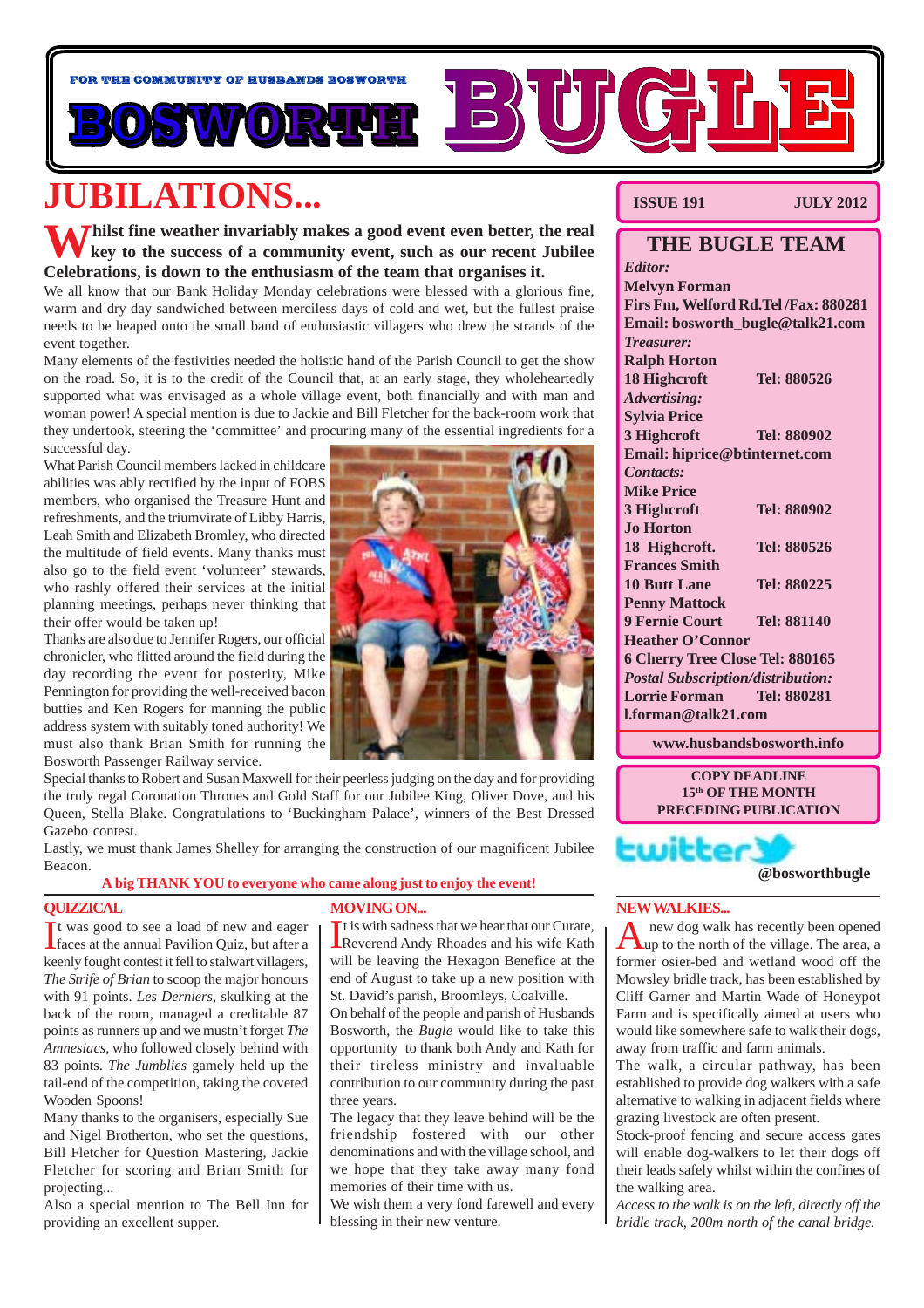FOR THE COMMUNITY OF HUSBANDS BOSWORTH

# BOSWORTH BUGLE

# JUBILATIONS...

**Whilst fine weather invariably makes a good event even better, the real key to the success of a community event, such as our recent Jubilee Celebrations, is down to the enthusiasm of the team that organises it.**

We all know that our Bank Holiday Monday celebrations were blessed with a glorious fine, warm and dry day sandwiched between merciless days of cold and wet, but the fullest praise needs to be heaped onto the small band of enthusiastic villagers who drew the strands of the event together.

Many elements of the festivities needed the holistic hand of the Parish Council to get the show on the road. So, it is to the credit of the Council that, at an early stage, they wholeheartedly supported what was envisaged as a whole village event, both financially and with man and woman power! A special mention is due to Jackie and Bill Fletcher for the back-room work that they undertook, steering the 'committee' and procuring many of the essential ingredients for a successful day.

What Parish Council members lacked in childcare abilities was ably rectified by the input of FOBS members, who organised the Treasure Hunt and refreshments, and the triumvirate of Libby Harris, Leah Smith and Elizabeth Bromley, who directed the multitude of field events. Many thanks must also go to the field event 'volunteer' stewards, who rashly offered their services at the initial planning meetings, perhaps never thinking that their offer would be taken up!

Thanks are also due to Jennifer Rogers, our official chronicler, who flitted around the field during the day recording the event for posterity, Mike Pennington for providing the well-received bacon butties and Ken Rogers for manning the public address system with suitably toned authority! We must also thank Brian Smith for running the Bosworth Passenger Railway service.

Special thanks to Robert and Susan Maxwell for their peerless judging on the day and for providing the truly regal Coronation Thrones and Gold Staff for our Jubilee King, Oliver Dove, and his Queen, Stella Blake. Congratulations to 'Buckingham Palace', winners of the Best Dressed Gazebo contest.

Lastly, we must thank James Shelley for arranging the construction of our magnificent Jubilee Beacon.

**A big THANK YOU to everyone who came along just to enjoy the event!**

## QUIZZICAL

It was good to see a load of new and eager faces at the annual Pavilion Quiz, but after a keenly fought contest it fell to stalwart villagers, *The Strife of Brian* to scoop the major honours with 91 points. *Les Derniers*, skulking at the back of the room, managed a creditable 87 points as runners up and we mustn't forget *The Amnesiacs*, who followed closely behind with 83 points. *The Jumblies* gamely held up the tail-end of the competition, taking the coveted Wooden Spoons!

Many thanks to the organisers, especially Sue and Nigel Brotherton, who set the questions, Bill Fletcher for Question Mastering, Jackie Fletcher for scoring and Brian Smith for projecting...

Also a special mention to The Bell Inn for providing an excellent supper.

## MOVING ON...

It is with sadness that we hear that our Curate, Reverend Andy Rhoades and his wife Kath will be leaving the Hexagon Benefice at the end of August to take up a new position with St. David's parish, Broomleys, Coalville.

On behalf of the people and parish of Husbands Bosworth, the *Bugle* would like to take this opportunity to thank both Andy and Kath for their tireless ministry and invaluable contribution to our community during the past three years.

The legacy that they leave behind will be the friendship fostered with our other denominations and with the village school, and we hope that they take away many fond memories of their time with us.

We wish them a very fond farewell and every blessing in their new venture.

## NEW WALKIES...

A new dog walk has recently been opened up to the north of the village. The area, a former osier-bed and wetland wood off the Mowsley bridle track, has been established by Cliff Garner and Martin Wade of Honeypot Farm and is specifically aimed at users who would like somewhere safe to walk their dogs, away from traffic and farm animals.

The walk, a circular pathway, has been established to provide dog walkers with a safe alternative to walking in adjacent fields where grazing livestock are often present.

Stock-proof fencing and secure access gates will enable dog-walkers to let their dogs off their leads safely whilst within the confines of the walking area.

*Access to the walk is on the left, directly off the bridle track, 200m north of the canal bridge.*

---

**ISSUE 191** **JULY 2012**

## THE BUGLE TEAM

*Editor:*
**Melvyn Forman**
**Firs Fm, Welford Rd. Tel /Fax: 880281**
**Email: bosworth_bugle@talk21.com**

*Treasurer:*
**Ralph Horton**
**18 Highcroft Tel: 880526**

*Advertising:*
**Sylvia Price**
**3 Highcroft Tel: 880902**
**Email: hiprice@btinternet.com**

*Contacts:*
**Mike Price**
**3 Highcroft Tel: 880902**
**Jo Horton**
**18 Highcroft. Tel: 880526**
**Frances Smith**
**10 Butt Lane Tel: 880225**
**Penny Mattock**
**9 Fernie Court Tel: 881140**
**Heather O'Connor**
**6 Cherry Tree Close Tel: 880165**

*Postal Subscription/distribution:*
**Lorrie Forman Tel: 880281**
**l.forman@talk21.com**

**www.husbandsbosworth.info**

**COPY DEADLINE**
**15th OF THE MONTH**
**PRECEDING PUBLICATION**

twitter **@bosworthbugle**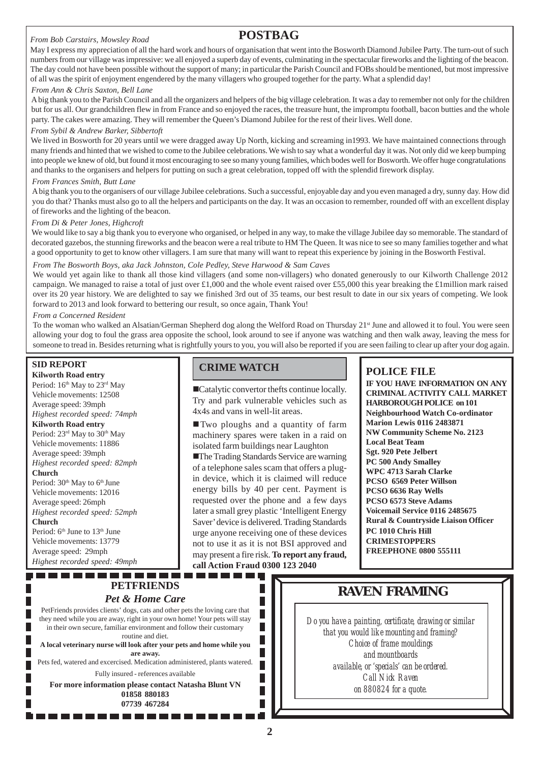## POSTBAG

*From Bob Carstairs, Mowsley Road*

May I express my appreciation of all the hard work and hours of organisation that went into the Bosworth Diamond Jubilee Party. The turn-out of such numbers from our village was impressive: we all enjoyed a superb day of events, culminating in the spectacular fireworks and the lighting of the beacon. The day could not have been possible without the support of many; in particular the Parish Council and FOBs should be mentioned, but most impressive of all was the spirit of enjoyment engendered by the many villagers who grouped together for the party. What a splendid day!

*From Ann & Chris Saxton, Bell Lane*

A big thank you to the Parish Council and all the organizers and helpers of the big village celebration. It was a day to remember not only for the children but for us all. Our grandchildren flew in from France and so enjoyed the races, the treasure hunt, the impromptu football, bacon butties and the whole party. The cakes were amazing. They will remember the Queen's Diamond Jubilee for the rest of their lives. Well done.

*From Sybil & Andrew Barker, Sibbertoft*

We lived in Bosworth for 20 years until we were dragged away Up North, kicking and screaming in1993. We have maintained connections through many friends and hinted that we wished to come to the Jubilee celebrations. We wish to say what a wonderful day it was. Not only did we keep bumping into people we knew of old, but found it most encouraging to see so many young families, which bodes well for Bosworth. We offer huge congratulations and thanks to the organisers and helpers for putting on such a great celebration, topped off with the splendid firework display.

*From Frances Smith, Butt Lane*

A big thank you to the organisers of our village Jubilee celebrations. Such a successful, enjoyable day and you even managed a dry, sunny day. How did you do that? Thanks must also go to all the helpers and participants on the day. It was an occasion to remember, rounded off with an excellent display of fireworks and the lighting of the beacon.

*From Di & Peter Jones, Highcroft*

We would like to say a big thank you to everyone who organised, or helped in any way, to make the village Jubilee day so memorable. The standard of decorated gazebos, the stunning fireworks and the beacon were a real tribute to HM The Queen. It was nice to see so many families together and what a good opportunity to get to know other villagers. I am sure that many will want to repeat this experience by joining in the Bosworth Festival.

*From The Bosworth Boys, aka Jack Johnston, Cole Pedley, Steve Harwood & Sam Caves*

We would yet again like to thank all those kind villagers (and some non-villagers) who donated generously to our Kilworth Challenge 2012 campaign. We managed to raise a total of just over £1,000 and the whole event raised over £55,000 this year breaking the £1million mark raised over its 20 year history. We are delighted to say we finished 3rd out of 35 teams, our best result to date in our six years of competing. We look forward to 2013 and look forward to bettering our result, so once again, Thank You!

*From a Concerned Resident*

To the woman who walked an Alsatian/German Shepherd dog along the Welford Road on Thursday 21st June and allowed it to foul. You were seen allowing your dog to foul the grass area opposite the school, look around to see if anyone was watching and then walk away, leaving the mess for someone to tread in. Besides returning what is rightfully yours to you, you will also be reported if you are seen failing to clear up after your dog again.

### SID REPORT

**Kilworth Road entry**
Period: 16th May to 23rd May
Vehicle movements: 12508
Average speed: 39mph
*Highest recorded speed: 74mph*

**Kilworth Road entry**
Period: 23rd May to 30th May
Vehicle movements: 11886
Average speed: 39mph
*Highest recorded speed: 82mph*

**Church**
Period: 30th May to 6th June
Vehicle movements: 12016
Average speed: 26mph
*Highest recorded speed: 52mph*

**Church**
Period: 6th June to 13th June
Vehicle movements: 13779
Average speed: 29mph
*Highest recorded speed: 49mph*

### CRIME WATCH

- Catalytic convertor thefts continue locally. Try and park vulnerable vehicles such as 4x4s and vans in well-lit areas.
- Two ploughs and a quantity of farm machinery spares were taken in a raid on isolated farm buildings near Laughton
- The Trading Standards Service are warning of a telephone sales scam that offers a plug-in device, which it is claimed will reduce energy bills by 40 per cent. Payment is requested over the phone and a few days later a small grey plastic 'Intelligent Energy Saver' device is delivered. Trading Standards urge anyone receiving one of these devices not to use it as it is not BSI approved and may present a fire risk. **To report any fraud, call Action Fraud 0300 123 2040**

### POLICE FILE

**IF YOU HAVE INFORMATION ON ANY CRIMINAL ACTIVITY CALL MARKET HARBOROUGH POLICE on 101**
**Neighbourhood Watch Co-ordinator**
**Marion Lewis 0116 2483871**
**NW Community Scheme No. 2123**
**Local Beat Team**
**Sgt. 920 Pete Jelbert**
**PC 500 Andy Smalley**
**WPC 4713 Sarah Clarke**
**PCSO 6569 Peter Willson**
**PCSO 6636 Ray Wells**
**PCSO 6573 Steve Adams**
**Voicemail Service 0116 2485675**
**Rural & Countryside Liaison Officer**
**PC 1010 Chris Hill**
**CRIMESTOPPERS**
**FREEPHONE 0800 555111**

### PETFRIENDS
*Pet & Home Care*

PetFriends provides clients' dogs, cats and other pets the loving care that they need while you are away, right in your own home! Your pets will stay in their own secure, familiar environment and follow their customary routine and diet.

**A local veterinary nurse will look after your pets and home while you are away.**

Pets fed, watered and excercised. Medication administered, plants watered.

Fully insured - references available

**For more information please contact Natasha Blunt VN**
**01858 880183**
**07739 467284**

### RAVEN FRAMING

*Do you have a painting, certificate, drawing or similar that you would like mounting and framing?*
*Choice of frame mouldings and mountboards available, or 'specials' can be ordered.*
*Call Nick Raven on 880824 for a quote.*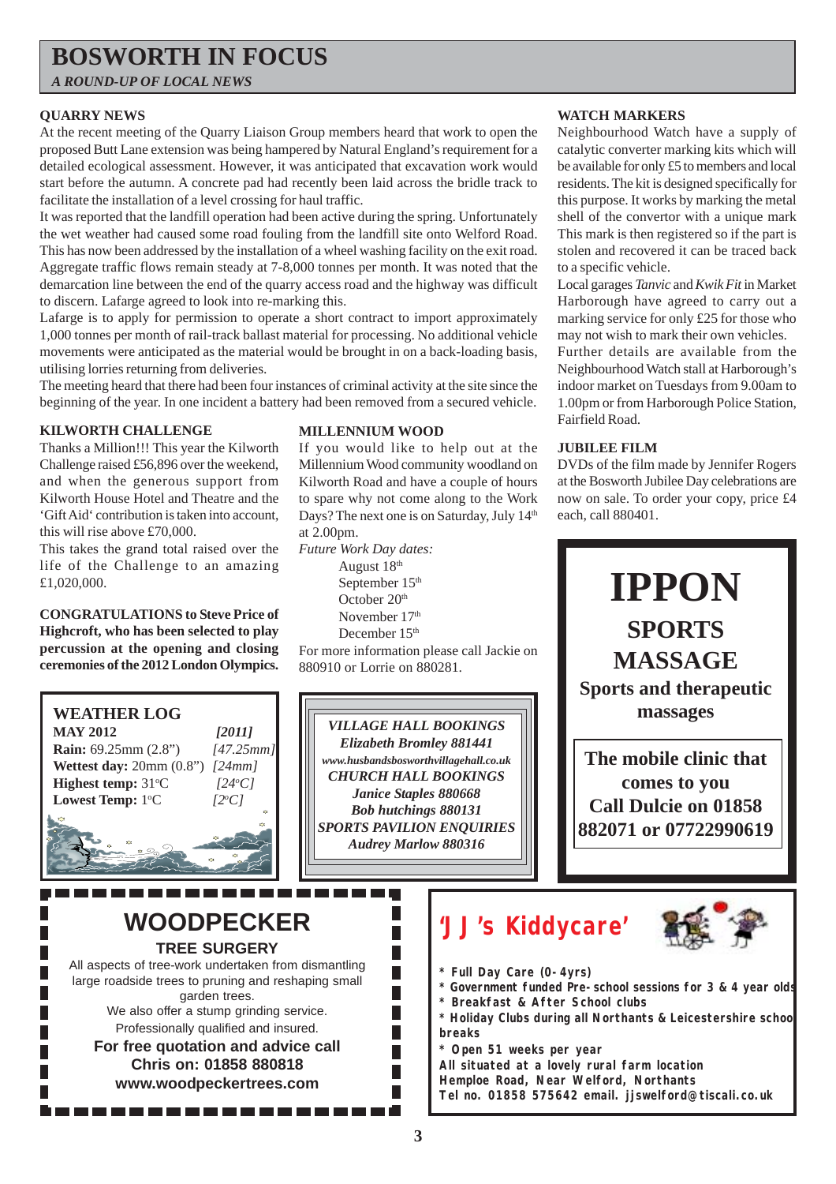# BOSWORTH IN FOCUS

*A ROUND-UP OF LOCAL NEWS*

## QUARRY NEWS

At the recent meeting of the Quarry Liaison Group members heard that work to open the proposed Butt Lane extension was being hampered by Natural England's requirement for a detailed ecological assessment. However, it was anticipated that excavation work would start before the autumn. A concrete pad had recently been laid across the bridle track to facilitate the installation of a level crossing for haul traffic.

It was reported that the landfill operation had been active during the spring. Unfortunately the wet weather had caused some road fouling from the landfill site onto Welford Road. This has now been addressed by the installation of a wheel washing facility on the exit road. Aggregate traffic flows remain steady at 7-8,000 tonnes per month. It was noted that the demarcation line between the end of the quarry access road and the highway was difficult to discern. Lafarge agreed to look into re-marking this.

Lafarge is to apply for permission to operate a short contract to import approximately 1,000 tonnes per month of rail-track ballast material for processing. No additional vehicle movements were anticipated as the material would be brought in on a back-loading basis, utilising lorries returning from deliveries.

The meeting heard that there had been four instances of criminal activity at the site since the beginning of the year. In one incident a battery had been removed from a secured vehicle.

## KILWORTH CHALLENGE

Thanks a Million!!! This year the Kilworth Challenge raised £56,896 over the weekend, and when the generous support from Kilworth House Hotel and Theatre and the 'Gift Aid' contribution is taken into account, this will rise above £70,000.

This takes the grand total raised over the life of the Challenge to an amazing £1,020,000.

**CONGRATULATIONS to Steve Price of Highcroft, who has been selected to play percussion at the opening and closing ceremonies of the 2012 London Olympics.**

## MILLENNIUM WOOD

If you would like to help out at the Millennium Wood community woodland on Kilworth Road and have a couple of hours to spare why not come along to the Work Days? The next one is on Saturday, July 14th at 2.00pm.

*Future Work Day dates:*

August 18th
September 15th
October 20th
November 17th
December 15th

For more information please call Jackie on 880910 or Lorrie on 880281.

## WEATHER LOG

| MAY 2012 | [2011] |
|---|---|
| **Rain:** 69.25mm (2.8") | [47.25mm] |
| **Wettest day:** 20mm (0.8") | [24mm] |
| **Highest temp:** 31°C | [24°C] |
| **Lowest Temp:** 1°C | [2°C] |

*VILLAGE HALL BOOKINGS*
***Elizabeth Bromley 881441***
***www.husbandsbosworthvillagehall.co.uk***
*CHURCH HALL BOOKINGS*
***Janice Staples 880668***
***Bob hutchings 880131***
*SPORTS PAVILION ENQUIRIES*
***Audrey Marlow 880316***

## WATCH MARKERS

Neighbourhood Watch have a supply of catalytic converter marking kits which will be available for only £5 to members and local residents. The kit is designed specifically for this purpose. It works by marking the metal shell of the convertor with a unique mark This mark is then registered so if the part is stolen and recovered it can be traced back to a specific vehicle.

Local garages *Tanvic* and *Kwik Fit* in Market Harborough have agreed to carry out a marking service for only £25 for those who may not wish to mark their own vehicles. Further details are available from the Neighbourhood Watch stall at Harborough's indoor market on Tuesdays from 9.00am to 1.00pm or from Harborough Police Station, Fairfield Road.

## JUBILEE FILM

DVDs of the film made by Jennifer Rogers at the Bosworth Jubilee Day celebrations are now on sale. To order your copy, price £4 each, call 880401.

# IPPON
## SPORTS MASSAGE

**Sports and therapeutic massages**

**The mobile clinic that comes to you**
**Call Dulcie on 01858 882071 or 07722990619**

# WOODPECKER
## TREE SURGERY

All aspects of tree-work undertaken from dismantling large roadside trees to pruning and reshaping small garden trees.
We also offer a stump grinding service.
Professionally qualified and insured.

**For free quotation and advice call**
**Chris on: 01858 880818**
**www.woodpeckertrees.com**

# 'JJ's Kiddycare'

- Full Day Care (0-4yrs)
- Government funded Pre-school sessions for 3 & 4 year olds
- Breakfast & After School clubs
- Holiday Clubs during all Northants & Leicestershire school breaks
- Open 51 weeks per year

All situated at a lovely rural farm location
Hemploe Road, Near Welford, Northants
Tel no. 01858 575642 email. jjswelford@tiscali.co.uk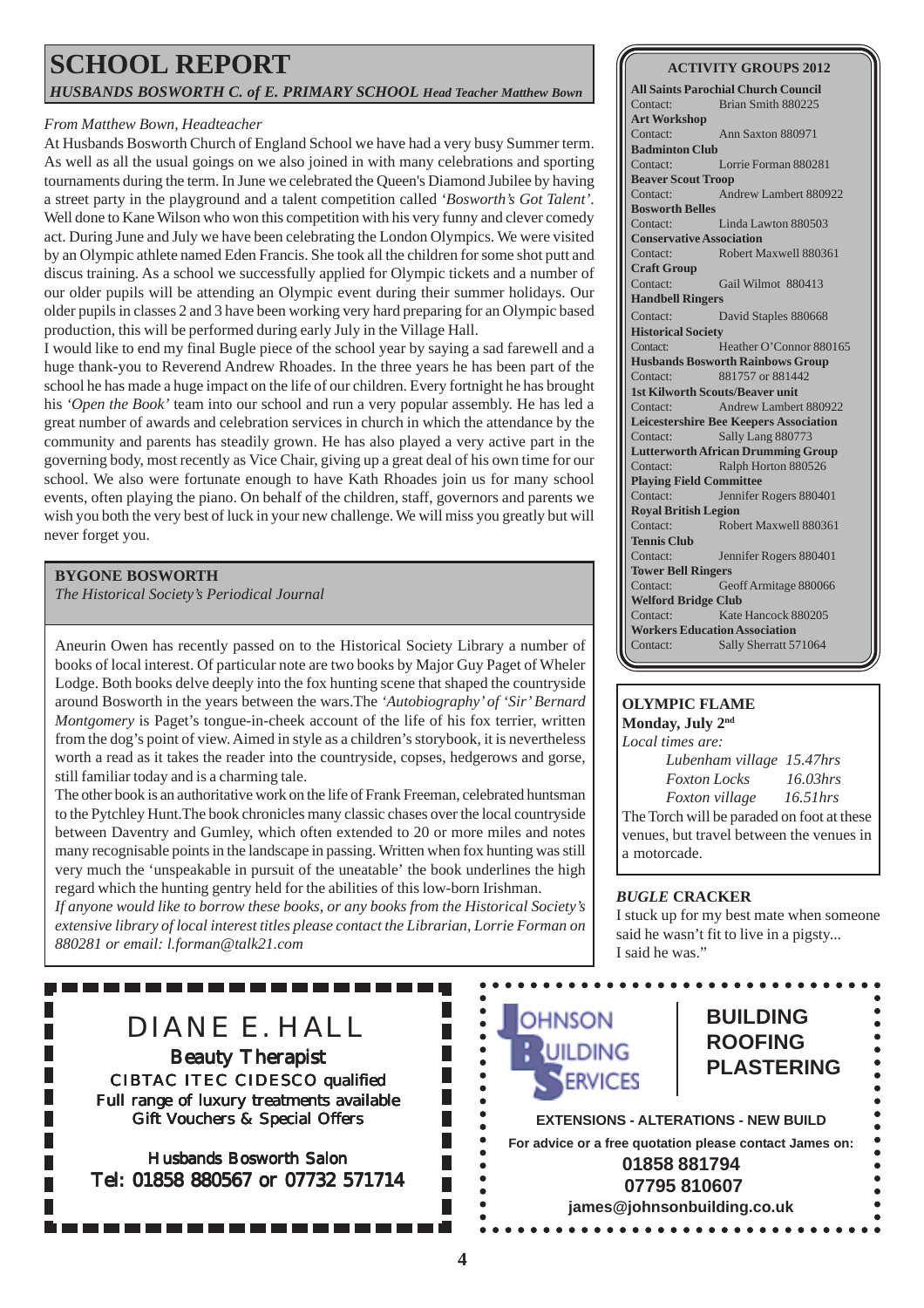# SCHOOL REPORT

*HUSBANDS BOSWORTH C. of E. PRIMARY SCHOOL Head Teacher Matthew Bown*

*From Matthew Bown, Headteacher*

At Husbands Bosworth Church of England School we have had a very busy Summer term. As well as all the usual goings on we also joined in with many celebrations and sporting tournaments during the term. In June we celebrated the Queen's Diamond Jubilee by having a street party in the playground and a talent competition called *'Bosworth's Got Talent'*. Well done to Kane Wilson who won this competition with his very funny and clever comedy act. During June and July we have been celebrating the London Olympics. We were visited by an Olympic athlete named Eden Francis. She took all the children for some shot putt and discus training. As a school we successfully applied for Olympic tickets and a number of our older pupils will be attending an Olympic event during their summer holidays. Our older pupils in classes 2 and 3 have been working very hard preparing for an Olympic based production, this will be performed during early July in the Village Hall.

I would like to end my final Bugle piece of the school year by saying a sad farewell and a huge thank-you to Reverend Andrew Rhoades. In the three years he has been part of the school he has made a huge impact on the life of our children. Every fortnight he has brought his *'Open the Book'* team into our school and run a very popular assembly. He has led a great number of awards and celebration services in church in which the attendance by the community and parents has steadily grown. He has also played a very active part in the governing body, most recently as Vice Chair, giving up a great deal of his own time for our school. We also were fortunate enough to have Kath Rhoades join us for many school events, often playing the piano. On behalf of the children, staff, governors and parents we wish you both the very best of luck in your new challenge. We will miss you greatly but will never forget you.

## BYGONE BOSWORTH

*The Historical Society's Periodical Journal*

Aneurin Owen has recently passed on to the Historical Society Library a number of books of local interest. Of particular note are two books by Major Guy Paget of Wheler Lodge. Both books delve deeply into the fox hunting scene that shaped the countryside around Bosworth in the years between the wars.The *'Autobiography' of 'Sir' Bernard Montgomery* is Paget's tongue-in-cheek account of the life of his fox terrier, written from the dog's point of view. Aimed in style as a children's storybook, it is nevertheless worth a read as it takes the reader into the countryside, copses, hedgerows and gorse, still familiar today and is a charming tale.

The other book is an authoritative work on the life of Frank Freeman, celebrated huntsman to the Pytchley Hunt.The book chronicles many classic chases over the local countryside between Daventry and Gumley, which often extended to 20 or more miles and notes many recognisable points in the landscape in passing. Written when fox hunting was still very much the 'unspeakable in pursuit of the uneatable' the book underlines the high regard which the hunting gentry held for the abilities of this low-born Irishman.

*If anyone would like to borrow these books, or any books from the Historical Society's extensive library of local interest titles please contact the Librarian, Lorrie Forman on 880281 or email: l.forman@talk21.com*

## ACTIVITY GROUPS 2012

**All Saints Parochial Church Council**
Contact: Brian Smith 880225

**Art Workshop**
Contact: Ann Saxton 880971

**Badminton Club**
Contact: Lorrie Forman 880281

**Beaver Scout Troop**
Contact: Andrew Lambert 880922

**Bosworth Belles**
Contact: Linda Lawton 880503

**Conservative Association**
Contact: Robert Maxwell 880361

**Craft Group**
Contact: Gail Wilmot 880413

**Handbell Ringers**
Contact: David Staples 880668

**Historical Society**
Contact: Heather O'Connor 880165

**Husbands Bosworth Rainbows Group**
Contact: 881757 or 881442

**1st Kilworth Scouts/Beaver unit**
Contact: Andrew Lambert 880922

**Leicestershire Bee Keepers Association**
Contact: Sally Lang 880773

**Lutterworth African Drumming Group**
Contact: Ralph Horton 880526

**Playing Field Committee**
Contact: Jennifer Rogers 880401

**Royal British Legion**
Contact: Robert Maxwell 880361

**Tennis Club**
Contact: Jennifer Rogers 880401

**Tower Bell Ringers**
Contact: Geoff Armitage 880066

**Welford Bridge Club**
Contact: Kate Hancock 880205

**Workers Education Association**
Contact: Sally Sherratt 571064

## OLYMPIC FLAME

**Monday, July 2nd**

*Local times are:*

*Lubenham village 15.47hrs*
*Foxton Locks 16.03hrs*
*Foxton village 16.51hrs*

The Torch will be paraded on foot at these venues, but travel between the venues in a motorcade.

## *BUGLE* CRACKER

I stuck up for my best mate when someone said he wasn't fit to live in a pigsty...
I said he was."

---

DIANE E. HALL
**Beauty Therapist**
CIBTAC ITEC CIDESCO qualified
Full range of luxury treatments available
Gift Vouchers & Special Offers

Husbands Bosworth Salon
Tel: 01858 880567 or 07732 571714

---

JOHNSON BUILDING SERVICES

**BUILDING**
**ROOFING**
**PLASTERING**

**EXTENSIONS - ALTERATIONS - NEW BUILD**

**For advice or a free quotation please contact James on:**
**01858 881794**
**07795 810607**
**james@johnsonbuilding.co.uk**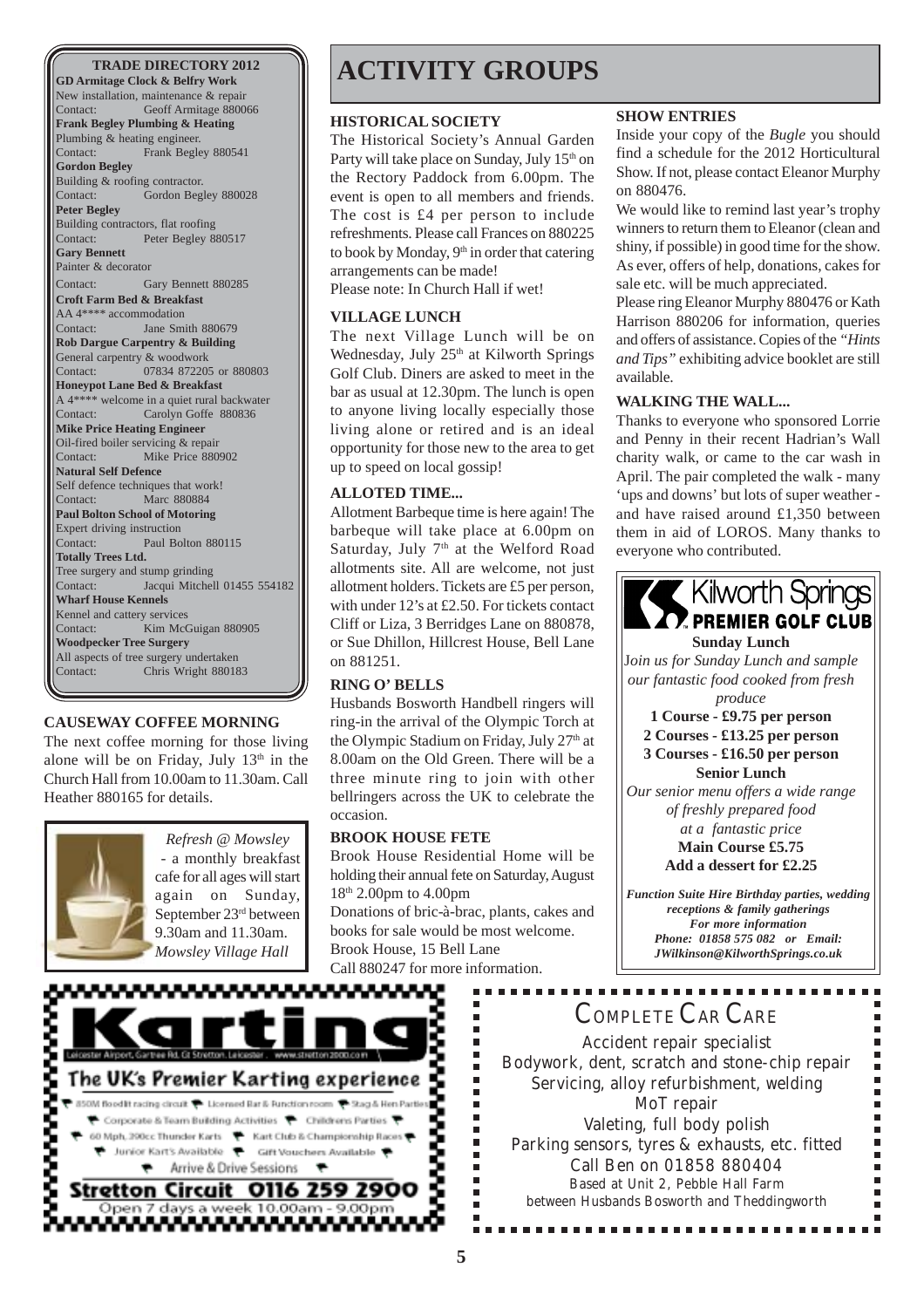**TRADE DIRECTORY 2012**

**GD Armitage Clock & Belfry Work**
New installation, maintenance & repair
Contact: Geoff Armitage 880066

**Frank Begley Plumbing & Heating**
Plumbing & heating engineer.
Contact: Frank Begley 880541

**Gordon Begley**
Building & roofing contractor.
Contact: Gordon Begley 880028

**Peter Begley**
Building contractors, flat roofing
Contact: Peter Begley 880517

**Gary Bennett**
Painter & decorator
Contact: Gary Bennett 880285

**Croft Farm Bed & Breakfast**
AA 4**** accommodation
Contact: Jane Smith 880679

**Rob Dargue Carpentry & Building**
General carpentry & woodwork
Contact: 07834 872205 or 880803

**Honeypot Lane Bed & Breakfast**
A 4**** welcome in a quiet rural backwater
Contact: Carolyn Goffe 880836

**Mike Price Heating Engineer**
Oil-fired boiler servicing & repair
Contact: Mike Price 880902

**Natural Self Defence**
Self defence techniques that work!
Contact: Marc 880884

**Paul Bolton School of Motoring**
Expert driving instruction
Contact: Paul Bolton 880115

**Totally Trees Ltd.**
Tree surgery and stump grinding
Contact: Jacqui Mitchell 01455 554182

**Wharf House Kennels**
Kennel and cattery services
Contact: Kim McGuigan 880905

**Woodpecker Tree Surgery**
All aspects of tree surgery undertaken
Contact: Chris Wright 880183

### CAUSEWAY COFFEE MORNING

The next coffee morning for those living alone will be on Friday, July 13th in the Church Hall from 10.00am to 11.30am. Call Heather 880165 for details.

*Refresh @ Mowsley* - a monthly breakfast cafe for all ages will start again on Sunday, September 23rd between 9.30am and 11.30am. *Mowsley Village Hall*

# ACTIVITY GROUPS

### HISTORICAL SOCIETY

The Historical Society's Annual Garden Party will take place on Sunday, July 15th on the Rectory Paddock from 6.00pm. The event is open to all members and friends. The cost is £4 per person to include refreshments. Please call Frances on 880225 to book by Monday, 9th in order that catering arrangements can be made!
Please note: In Church Hall if wet!

### VILLAGE LUNCH

The next Village Lunch will be on Wednesday, July 25th at Kilworth Springs Golf Club. Diners are asked to meet in the bar as usual at 12.30pm. The lunch is open to anyone living locally especially those living alone or retired and is an ideal opportunity for those new to the area to get up to speed on local gossip!

### ALLOTED TIME...

Allotment Barbeque time is here again! The barbeque will take place at 6.00pm on Saturday, July 7th at the Welford Road allotments site. All are welcome, not just allotment holders. Tickets are £5 per person, with under 12's at £2.50. For tickets contact Cliff or Liza, 3 Berridges Lane on 880878, or Sue Dhillon, Hillcrest House, Bell Lane on 881251.

### RING O' BELLS

Husbands Bosworth Handbell ringers will ring-in the arrival of the Olympic Torch at the Olympic Stadium on Friday, July 27th at 8.00am on the Old Green. There will be a three minute ring to join with other bellringers across the UK to celebrate the occasion.

### BROOK HOUSE FETE

Brook House Residential Home will be holding their annual fete on Saturday, August 18th 2.00pm to 4.00pm
Donations of bric-à-brac, plants, cakes and books for sale would be most welcome.
Brook House, 15 Bell Lane
Call 880247 for more information.

### SHOW ENTRIES

Inside your copy of the *Bugle* you should find a schedule for the 2012 Horticultural Show. If not, please contact Eleanor Murphy on 880476.

We would like to remind last year's trophy winners to return them to Eleanor (clean and shiny, if possible) in good time for the show. As ever, offers of help, donations, cakes for sale etc. will be much appreciated.

Please ring Eleanor Murphy 880476 or Kath Harrison 880206 for information, queries and offers of assistance. Copies of the *"Hints and Tips"* exhibiting advice booklet are still available.

### WALKING THE WALL...

Thanks to everyone who sponsored Lorrie and Penny in their recent Hadrian's Wall charity walk, or came to the car wash in April. The pair completed the walk - many 'ups and downs' but lots of super weather - and have raised around £1,350 between them in aid of LOROS. Many thanks to everyone who contributed.

**Kilworth Springs PREMIER GOLF CLUB**

**Sunday Lunch**

*Join us for Sunday Lunch and sample our fantastic food cooked from fresh produce*

**1 Course - £9.75 per person**
**2 Courses - £13.25 per person**
**3 Courses - £16.50 per person**

**Senior Lunch**

*Our senior menu offers a wide range of freshly prepared food at a fantastic price*

**Main Course £5.75**
**Add a dessert for £2.25**

***Function Suite Hire Birthday parties, wedding receptions & family gatherings***
***For more information***
***Phone: 01858 575 082 or Email: JWilkinson@KilworthSprings.co.uk***

**Karting**

Leicester Airport, Gartree Rd, Gt Stretton, Leicester. www.stretton2000.com

**The UK's Premier Karting experience**

850M floodlit racing circuit · Licensed Bar & Function room · Stag & Hen Parties · Corporate & Team Building Activities · Childrens Parties · 60 Mph, 200cc Thunder Karts · Kart Club & Championship Races · Junior Kart's Available · Gift Vouchers Available · Arrive & Drive Sessions

**Stretton Circuit 0116 259 2900**

Open 7 days a week 10.00am - 9.00pm

**COMPLETE CAR CARE**

Accident repair specialist
Bodywork, dent, scratch and stone-chip repair
Servicing, alloy refurbishment, welding
MoT repair
Valeting, full body polish
Parking sensors, tyres & exhausts, etc. fitted
Call Ben on 01858 880404
Based at Unit 2, Pebble Hall Farm
between Husbands Bosworth and Theddingworth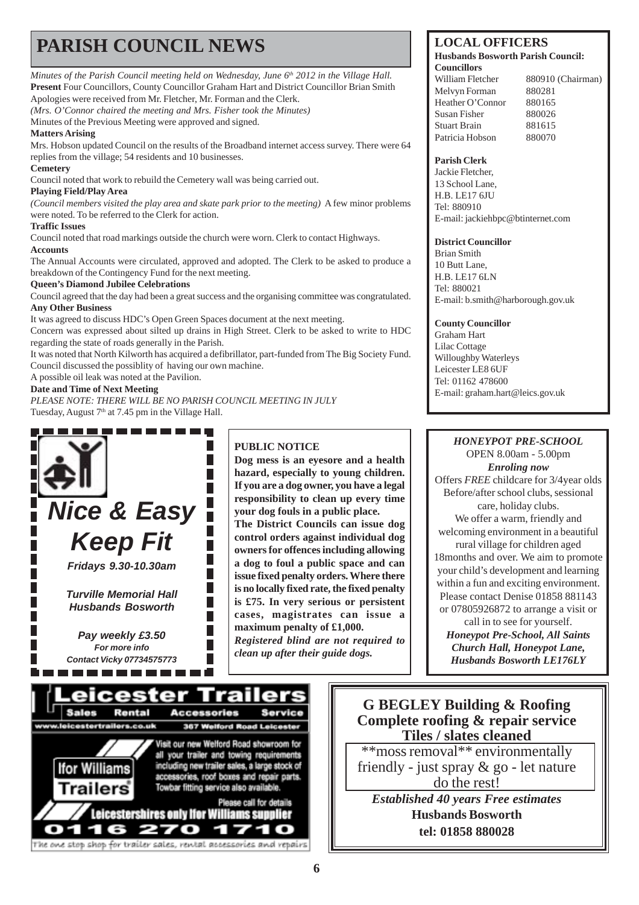# PARISH COUNCIL NEWS

*Minutes of the Parish Council meeting held on Wednesday, June 6th 2012 in the Village Hall.*

**Present** Four Councillors, County Councillor Graham Hart and District Councillor Brian Smith

Apologies were received from Mr. Fletcher, Mr. Forman and the Clerk.

*(Mrs. O'Connor chaired the meeting and Mrs. Fisher took the Minutes)*

Minutes of the Previous Meeting were approved and signed.

**Matters Arising**

Mrs. Hobson updated Council on the results of the Broadband internet access survey. There were 64 replies from the village; 54 residents and 10 businesses.

**Cemetery**

Council noted that work to rebuild the Cemetery wall was being carried out.

**Playing Field/Play Area**

*(Council members visited the play area and skate park prior to the meeting)* A few minor problems were noted. To be referred to the Clerk for action.

**Traffic Issues**

Council noted that road markings outside the church were worn. Clerk to contact Highways.

**Accounts**

The Annual Accounts were circulated, approved and adopted. The Clerk to be asked to produce a breakdown of the Contingency Fund for the next meeting.

**Queen's Diamond Jubilee Celebrations**

Council agreed that the day had been a great success and the organising committee was congratulated.

**Any Other Business**

It was agreed to discuss HDC's Open Green Spaces document at the next meeting.

Concern was expressed about silted up drains in High Street. Clerk to be asked to write to HDC regarding the state of roads generally in the Parish.

It was noted that North Kilworth has acquired a defibrillator, part-funded from The Big Society Fund. Council discussed the possiblity of having our own machine.

A possible oil leak was noted at the Pavilion.

**Date and Time of Next Meeting**

*PLEASE NOTE: THERE WILL BE NO PARISH COUNCIL MEETING IN JULY*

Tuesday, August 7th at 7.45 pm in the Village Hall.

## LOCAL OFFICERS

**Husbands Bosworth Parish Council:**

**Councillors**

| | |
|---|---|
| William Fletcher | 880910 (Chairman) |
| Melvyn Forman | 880281 |
| Heather O'Connor | 880165 |
| Susan Fisher | 880026 |
| Stuart Brain | 881615 |
| Patricia Hobson | 880070 |

**Parish Clerk**

Jackie Fletcher,
13 School Lane,
H.B. LE17 6JU
Tel: 880910
E-mail: jackiehbpc@btinternet.com

**District Councillor**

Brian Smith
10 Butt Lane,
H.B. LE17 6LN
Tel: 880021
E-mail: b.smith@harborough.gov.uk

**County Councillor**

Graham Hart
Lilac Cottage
Willoughby Waterleys
Leicester LE8 6UF
Tel: 01162 478600
E-mail: graham.hart@leics.gov.uk

---

***Nice & Easy Keep Fit***

*Fridays 9.30-10.30am*

*Turville Memorial Hall Husbands Bosworth*

*Pay weekly £3.50*
*For more info*
*Contact Vicky 07734575773*

---

**PUBLIC NOTICE**

**Dog mess is an eyesore and a health hazard, especially to young children. If you are a dog owner, you have a legal responsibility to clean up every time your dog fouls in a public place.**

**The District Councils can issue dog control orders against individual dog owners for offences including allowing a dog to foul a public space and can issue fixed penalty orders. Where there is no locally fixed rate, the fixed penalty is £75. In very serious or persistent cases, magistrates can issue a maximum penalty of £1,000.**

***Registered blind are not required to clean up after their guide dogs.***

---

***HONEYPOT PRE-SCHOOL***

OPEN 8.00am - 5.00pm

***Enroling now***

Offers *FREE* childcare for 3/4year olds
Before/after school clubs, sessional care, holiday clubs.

We offer a warm, friendly and welcoming environment in a beautiful rural village for children aged 18months and over. We aim to promote your child's development and learning within a fun and exciting environment. Please contact Denise 01858 881143 or 07805926872 to arrange a visit or call in to see for yourself.

***Honeypot Pre-School, All Saints Church Hall, Honeypot Lane, Husbands Bosworth LE176LY***

---

**Leicester Trailers**

Sales Rental Accessories Service

www.leicestertrailers.co.uk 367 Welford Road Leicester

Ifor Williams Trailers

Visit our new Welford Road showroom for all your trailer and towing requirements including new trailer sales, a large stock of accessories, roof boxes and repair parts. Towbar fitting service also available.

Please call for details

Leicestershires only Ifor Williams supplier

0116 270 1710

The one stop shop for trailer sales, rental accessories and repairs

---

**G BEGLEY Building & Roofing**
**Complete roofing & repair service**
**Tiles / slates cleaned**

**moss removal** environmentally friendly - just spray & go - let nature do the rest!

***Established 40 years Free estimates***

**Husbands Bosworth**

**tel: 01858 880028**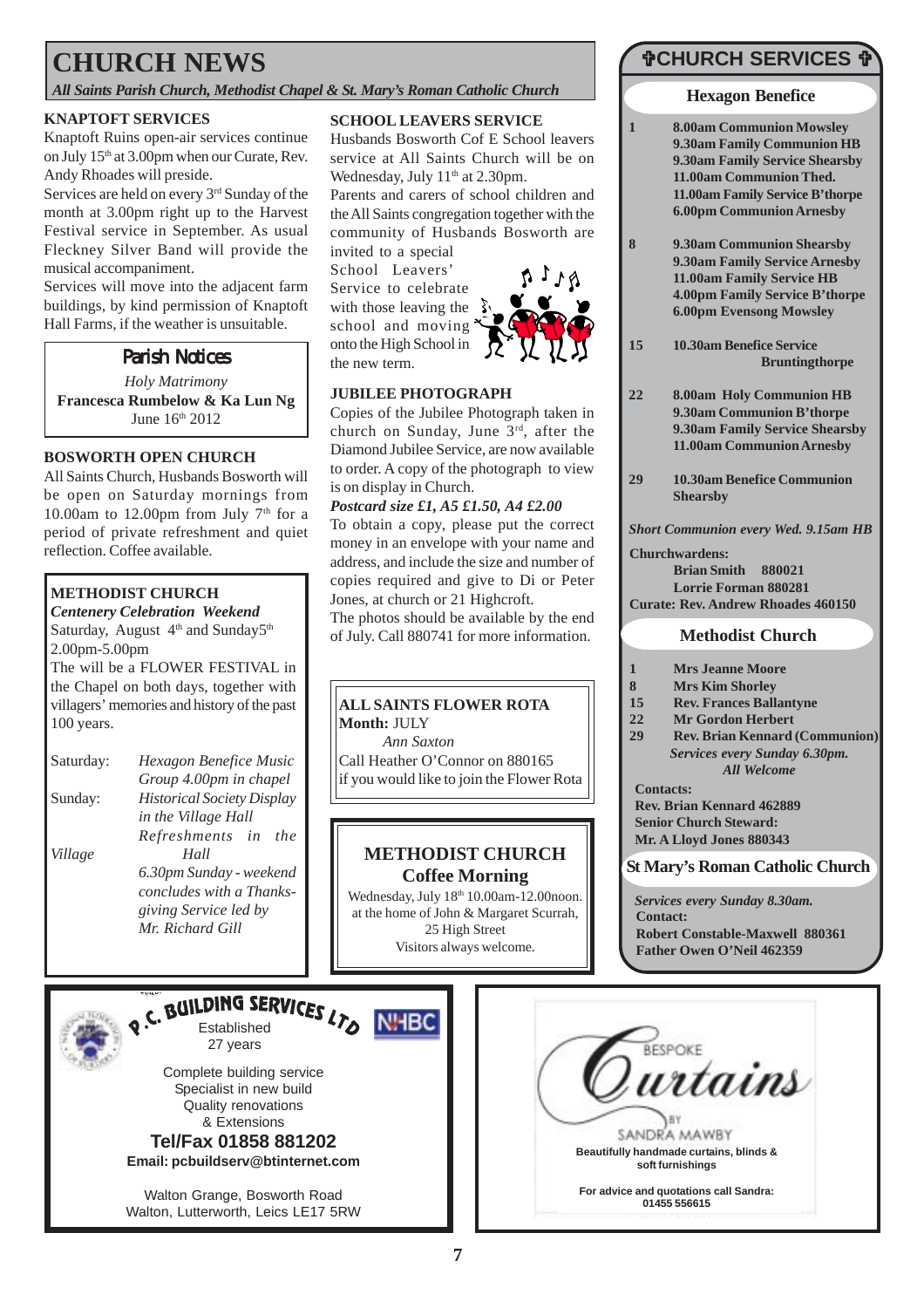# CHURCH NEWS

*All Saints Parish Church, Methodist Chapel & St. Mary's Roman Catholic Church*

### KNAPTOFT SERVICES

Knaptoft Ruins open-air services continue on July 15th at 3.00pm when our Curate, Rev. Andy Rhoades will preside.

Services are held on every 3rd Sunday of the month at 3.00pm right up to the Harvest Festival service in September. As usual Fleckney Silver Band will provide the musical accompaniment.

Services will move into the adjacent farm buildings, by kind permission of Knaptoft Hall Farms, if the weather is unsuitable.

### Parish Notices

*Holy Matrimony*
**Francesca Rumbelow & Ka Lun Ng**
June 16th 2012

### BOSWORTH OPEN CHURCH

All Saints Church, Husbands Bosworth will be open on Saturday mornings from 10.00am to 12.00pm from July 7th for a period of private refreshment and quiet reflection. Coffee available.

### METHODIST CHURCH

***Centenery Celebration Weekend***

Saturday, August 4th and Sunday5th
2.00pm-5.00pm

The will be a FLOWER FESTIVAL in the Chapel on both days, together with the villagers' memories and history of the past 100 years.

Saturday: *Hexagon Benefice Music Group 4.00pm in chapel*

Sunday: *Historical Society Display in the Village Hall*
*Refreshments in the Village Hall*
*6.30pm Sunday - weekend concludes with a Thanks-giving Service led by Mr. Richard Gill*

### SCHOOL LEAVERS SERVICE

Husbands Bosworth Cof E School leavers service at All Saints Church will be on Wednesday, July 11th at 2.30pm.

Parents and carers of school children and the All Saints congregation together with the community of Husbands Bosworth are invited to a special School Leavers' Service to celebrate with those leaving the school and moving onto the High School in the new term.

### JUBILEE PHOTOGRAPH

Copies of the Jubilee Photograph taken in church on Sunday, June 3rd, after the Diamond Jubilee Service, are now available to order. A copy of the photograph to view is on display in Church.

***Postcard size £1, A5 £1.50, A4 £2.00***

To obtain a copy, please put the correct money in an envelope with your name and address, and include the size and number of copies required and give to Di or Peter Jones, at church or 21 Highcroft.

The photos should be available by the end of July. Call 880741 for more information.

### ALL SAINTS FLOWER ROTA

**Month:** JULY
*Ann Saxton*

Call Heather O'Connor on 880165 if you would like to join the Flower Rota

### METHODIST CHURCH
**Coffee Morning**

Wednesday, July 18th 10.00am-12.00noon. at the home of John & Margaret Scurrah, 25 High Street
Visitors always welcome.

## ✞CHURCH SERVICES ✞

### Hexagon Benefice

**1**
- **8.00am Communion Mowsley**
- **9.30am Family Communion HB**
- **9.30am Family Service Shearsby**
- **11.00am Communion Thed.**
- **11.00am Family Service B'thorpe**
- **6.00pm Communion Arnesby**

**8**
- **9.30am Communion Shearsby**
- **9.30am Family Service Arnesby**
- **11.00am Family Service HB**
- **4.00pm Family Service B'thorpe**
- **6.00pm Evensong Mowsley**

**15**
- **10.30am Benefice Service Bruntingthorpe**

**22**
- **8.00am Holy Communion HB**
- **9.30am Communion B'thorpe**
- **9.30am Family Service Shearsby**
- **11.00am Communion Arnesby**

**29**
- **10.30am Benefice Communion Shearsby**

***Short Communion every Wed. 9.15am HB***

**Churchwardens:**
**Brian Smith 880021**
**Lorrie Forman 880281**
**Curate: Rev. Andrew Rhoades 460150**

### Methodist Church

- **1** **Mrs Jeanne Moore**
- **8** **Mrs Kim Shorley**
- **15** **Rev. Frances Ballantyne**
- **22** **Mr Gordon Herbert**
- **29** **Rev. Brian Kennard (Communion)**

***Services every Sunday 6.30pm.***
***All Welcome***

**Contacts:**
**Rev. Brian Kennard 462889**
**Senior Church Steward:**
**Mr. A Lloyd Jones 880343**

### St Mary's Roman Catholic Church

***Services every Sunday 8.30am.***
**Contact:**
**Robert Constable-Maxwell 880361**
**Father Owen O'Neil 462359**

---

**P.C. BUILDING SERVICES LTD**
NHBC
Established 27 years

Complete building service
Specialist in new build
Quality renovations
& Extensions

**Tel/Fax 01858 881202**
**Email: pcbuildserv@btinternet.com**

Walton Grange, Bosworth Road
Walton, Lutterworth, Leics LE17 5RW

---

BESPOKE
**Curtains**
BY SANDRA MAWBY

**Beautifully handmade curtains, blinds & soft furnishings**

**For advice and quotations call Sandra: 01455 556615**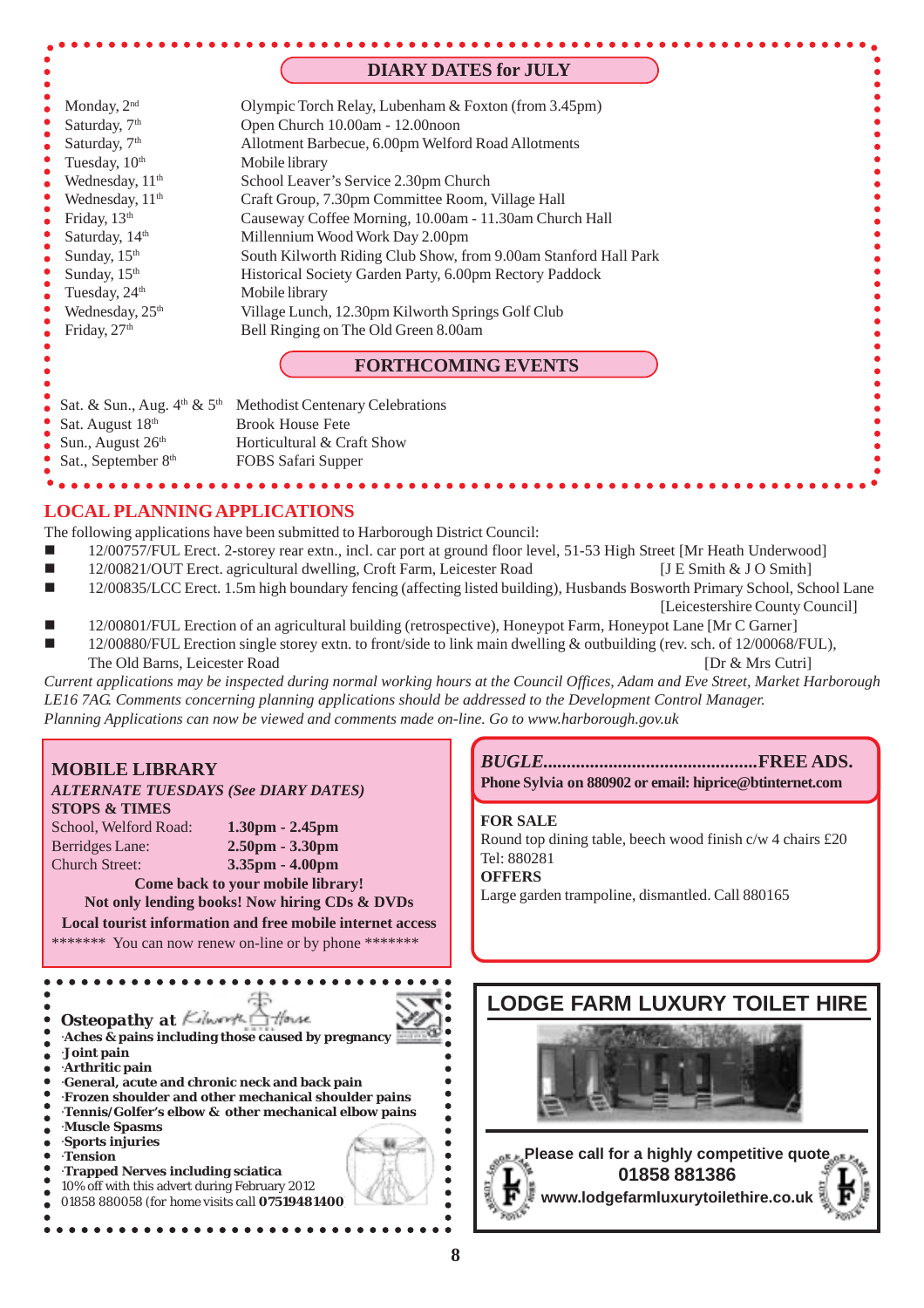## DIARY DATES for JULY

| | |
|---|---|
| Monday, 2nd | Olympic Torch Relay, Lubenham & Foxton (from 3.45pm) |
| Saturday, 7th | Open Church 10.00am - 12.00noon |
| Saturday, 7th | Allotment Barbecue, 6.00pm Welford Road Allotments |
| Tuesday, 10th | Mobile library |
| Wednesday, 11th | School Leaver's Service 2.30pm Church |
| Wednesday, 11th | Craft Group, 7.30pm Committee Room, Village Hall |
| Friday, 13th | Causeway Coffee Morning, 10.00am - 11.30am Church Hall |
| Saturday, 14th | Millennium Wood Work Day 2.00pm |
| Sunday, 15th | South Kilworth Riding Club Show, from 9.00am Stanford Hall Park |
| Sunday, 15th | Historical Society Garden Party, 6.00pm Rectory Paddock |
| Tuesday, 24th | Mobile library |
| Wednesday, 25th | Village Lunch, 12.30pm Kilworth Springs Golf Club |
| Friday, 27th | Bell Ringing on The Old Green 8.00am |

## FORTHCOMING EVENTS

| | |
|---|---|
| Sat. & Sun., Aug. 4th & 5th | Methodist Centenary Celebrations |
| Sat. August 18th | Brook House Fete |
| Sun., August 26th | Horticultural & Craft Show |
| Sat., September 8th | FOBS Safari Supper |

## LOCAL PLANNING APPLICATIONS

The following applications have been submitted to Harborough District Council:

- 12/00757/FUL Erect. 2-storey rear extn., incl. car port at ground floor level, 51-53 High Street [Mr Heath Underwood]
- 12/00821/OUT Erect. agricultural dwelling, Croft Farm, Leicester Road [J E Smith & J O Smith]
- 12/00835/LCC Erect. 1.5m high boundary fencing (affecting listed building), Husbands Bosworth Primary School, School Lane [Leicestershire County Council]
- 12/00801/FUL Erection of an agricultural building (retrospective), Honeypot Farm, Honeypot Lane [Mr C Garner]
- 12/00880/FUL Erection single storey extn. to front/side to link main dwelling & outbuilding (rev. sch. of 12/00068/FUL), The Old Barns, Leicester Road [Dr & Mrs Cutri]

*Current applications may be inspected during normal working hours at the Council Offices, Adam and Eve Street, Market Harborough LE16 7AG. Comments concerning planning applications should be addressed to the Development Control Manager. Planning Applications can now be viewed and comments made on-line. Go to www.harborough.gov.uk*

## MOBILE LIBRARY

***ALTERNATE TUESDAYS (See DIARY DATES)***

**STOPS & TIMES**

| | |
|---|---|
| School, Welford Road: | **1.30pm - 2.45pm** |
| Berridges Lane: | **2.50pm - 3.30pm** |
| Church Street: | **3.35pm - 4.00pm** |

**Come back to your mobile library!**
**Not only lending books! Now hiring CDs & DVDs**
**Local tourist information and free mobile internet access**
******* You can now renew on-line or by phone *******

## *BUGLE*..............................................FREE ADS.

**Phone Sylvia on 880902 or email: hiprice@btinternet.com**

**FOR SALE**
Round top dining table, beech wood finish c/w 4 chairs £20
Tel: 880281

**OFFERS**
Large garden trampoline, dismantled. Call 880165

**Osteopathy at Kilworth House**

- ·Aches & pains including those caused by pregnancy
- ·Joint pain
- ·Arthritic pain
- ·General, acute and chronic neck and back pain
- ·Frozen shoulder and other mechanical shoulder pains
- ·Tennis/Golfer's elbow & other mechanical elbow pains
- ·Muscle Spasms
- ·Sports injuries
- ·Tension
- ·Trapped Nerves including sciatica

10% off with this advert during February 2012
01858 880058 (for home visits call **07519481400**)

## LODGE FARM LUXURY TOILET HIRE

**Please call for a highly competitive quote**
**01858 881386**
**www.lodgefarmluxurytoilethire.co.uk**